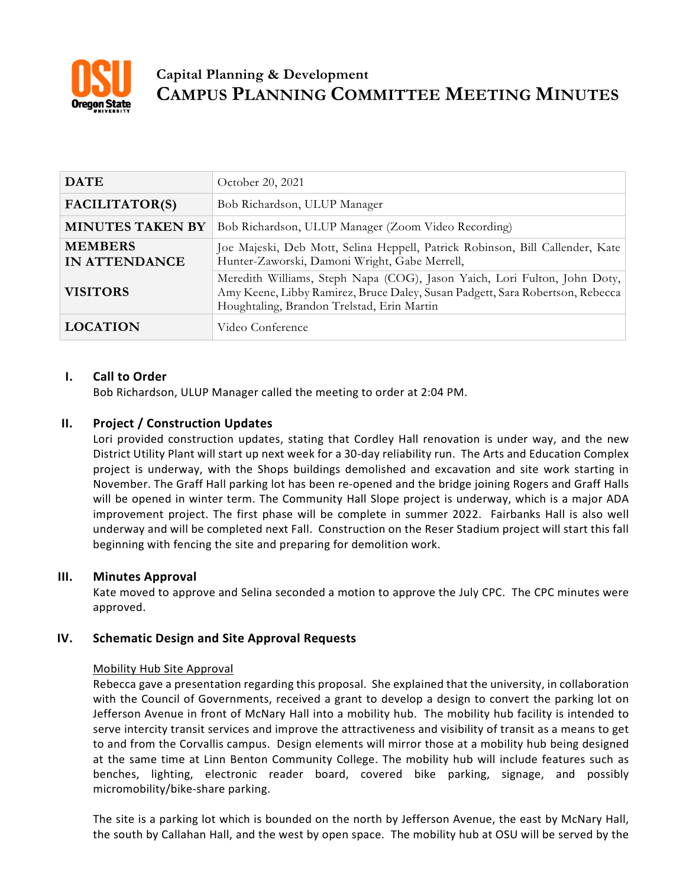# Capital Planning & Development

# CAMPUS PLANNING COMMITTEE MEETING MINUTES

| DATE | October 20, 2021 |
|---|---|
| FACILITATOR(S) | Bob Richardson, ULUP Manager |
| MINUTES TAKEN BY | Bob Richardson, ULUP Manager (Zoom Video Recording) |
| MEMBERS IN ATTENDANCE | Joe Majeski, Deb Mott, Selina Heppell, Patrick Robinson, Bill Callender, Kate Hunter-Zaworski, Damoni Wright, Gabe Merrell, |
| VISITORS | Meredith Williams, Steph Napa (COG), Jason Yaich, Lori Fulton, John Doty, Amy Keene, Libby Ramirez, Bruce Daley, Susan Padgett, Sara Robertson, Rebecca Houghtaling, Brandon Trelstad, Erin Martin |
| LOCATION | Video Conference |

## I. Call to Order

Bob Richardson, ULUP Manager called the meeting to order at 2:04 PM.

## II. Project / Construction Updates

Lori provided construction updates, stating that Cordley Hall renovation is under way, and the new District Utility Plant will start up next week for a 30-day reliability run. The Arts and Education Complex project is underway, with the Shops buildings demolished and excavation and site work starting in November. The Graff Hall parking lot has been re-opened and the bridge joining Rogers and Graff Halls will be opened in winter term. The Community Hall Slope project is underway, which is a major ADA improvement project. The first phase will be complete in summer 2022. Fairbanks Hall is also well underway and will be completed next Fall. Construction on the Reser Stadium project will start this fall beginning with fencing the site and preparing for demolition work.

## III. Minutes Approval

Kate moved to approve and Selina seconded a motion to approve the July CPC. The CPC minutes were approved.

## IV. Schematic Design and Site Approval Requests

Mobility Hub Site Approval

Rebecca gave a presentation regarding this proposal. She explained that the university, in collaboration with the Council of Governments, received a grant to develop a design to convert the parking lot on Jefferson Avenue in front of McNary Hall into a mobility hub. The mobility hub facility is intended to serve intercity transit services and improve the attractiveness and visibility of transit as a means to get to and from the Corvallis campus. Design elements will mirror those at a mobility hub being designed at the same time at Linn Benton Community College. The mobility hub will include features such as benches, lighting, electronic reader board, covered bike parking, signage, and possibly micromobility/bike-share parking.

The site is a parking lot which is bounded on the north by Jefferson Avenue, the east by McNary Hall, the south by Callahan Hall, and the west by open space. The mobility hub at OSU will be served by the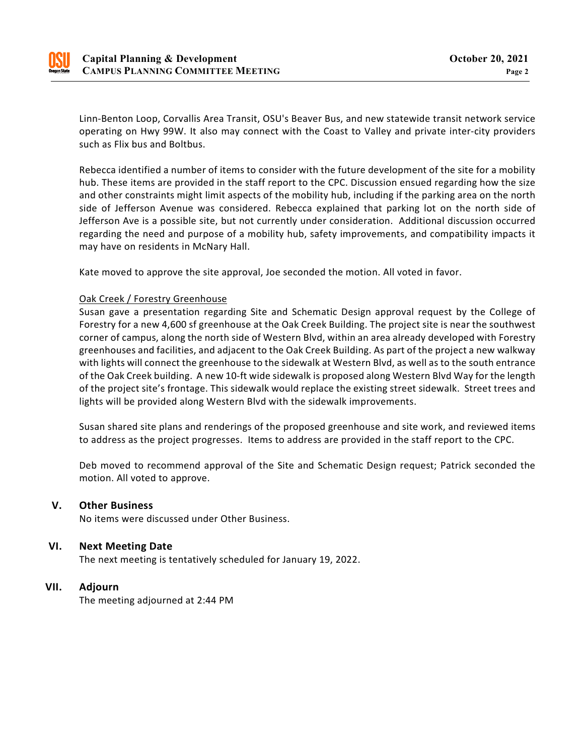Linn-Benton Loop, Corvallis Area Transit, OSU's Beaver Bus, and new statewide transit network service operating on Hwy 99W. It also may connect with the Coast to Valley and private inter-city providers such as Flix bus and Boltbus.

Rebecca identified a number of items to consider with the future development of the site for a mobility hub. These items are provided in the staff report to the CPC. Discussion ensued regarding how the size and other constraints might limit aspects of the mobility hub, including if the parking area on the north side of Jefferson Avenue was considered. Rebecca explained that parking lot on the north side of Jefferson Ave is a possible site, but not currently under consideration. Additional discussion occurred regarding the need and purpose of a mobility hub, safety improvements, and compatibility impacts it may have on residents in McNary Hall.

Kate moved to approve the site approval, Joe seconded the motion. All voted in favor.

<u>Oak Creek / Forestry Greenhouse</u>

Susan gave a presentation regarding Site and Schematic Design approval request by the College of Forestry for a new 4,600 sf greenhouse at the Oak Creek Building. The project site is near the southwest corner of campus, along the north side of Western Blvd, within an area already developed with Forestry greenhouses and facilities, and adjacent to the Oak Creek Building. As part of the project a new walkway with lights will connect the greenhouse to the sidewalk at Western Blvd, as well as to the south entrance of the Oak Creek building. A new 10-ft wide sidewalk is proposed along Western Blvd Way for the length of the project site's frontage. This sidewalk would replace the existing street sidewalk. Street trees and lights will be provided along Western Blvd with the sidewalk improvements.

Susan shared site plans and renderings of the proposed greenhouse and site work, and reviewed items to address as the project progresses. Items to address are provided in the staff report to the CPC.

Deb moved to recommend approval of the Site and Schematic Design request; Patrick seconded the motion. All voted to approve.

## V. Other Business

No items were discussed under Other Business.

## VI. Next Meeting Date

The next meeting is tentatively scheduled for January 19, 2022.

## VII. Adjourn

The meeting adjourned at 2:44 PM